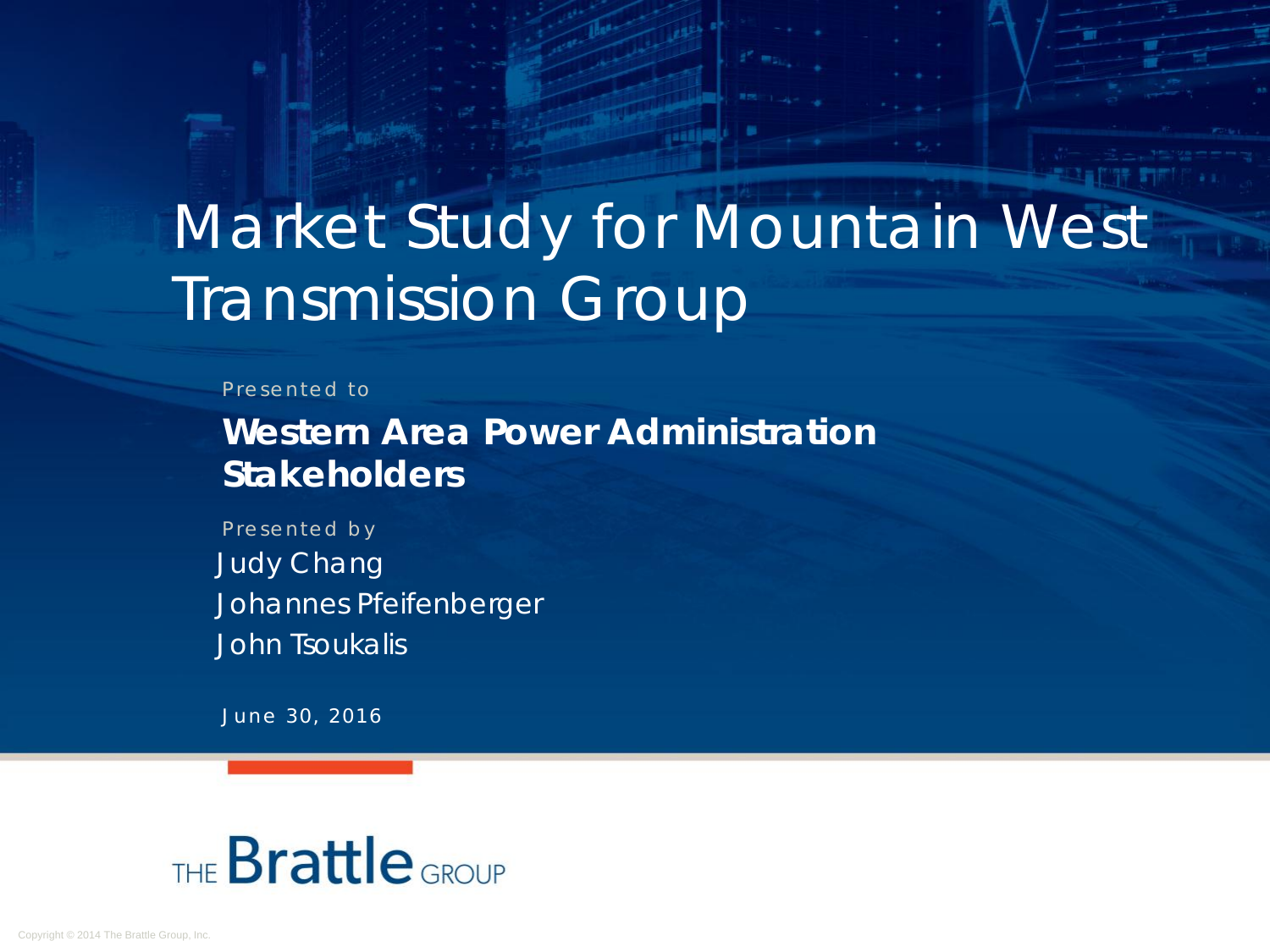# Market Study for Mountain West Transmission Group

Presented to

**Western Area Power Administration Stakeholders**

Presented by

Judy Chang

Johannes Pfeifenberger

John Tsoukalis

June 30, 2016

THE Brattle GROUP

Copyright © 2014 The Brattle Group, Inc.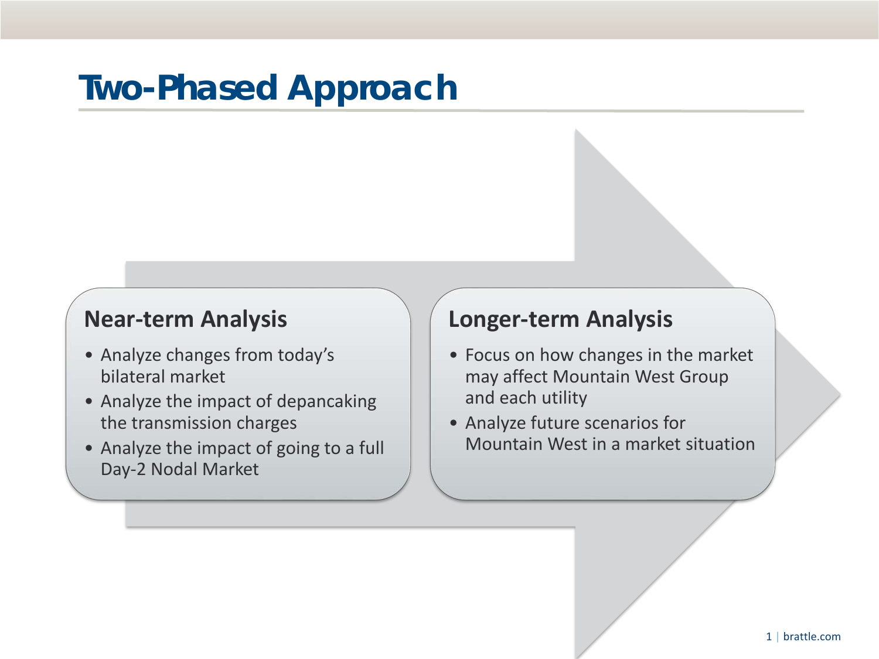# Two-Phased Approach

## Near-term Analysis

- Analyze changes from today's bilateral market
- Analyze the impact of depancaking the transmission charges
- Analyze the impact of going to a full Day-2 Nodal Market

## Longer-term Analysis

- Focus on how changes in the market may affect Mountain West Group and each utility
- Analyze future scenarios for Mountain West in a market situation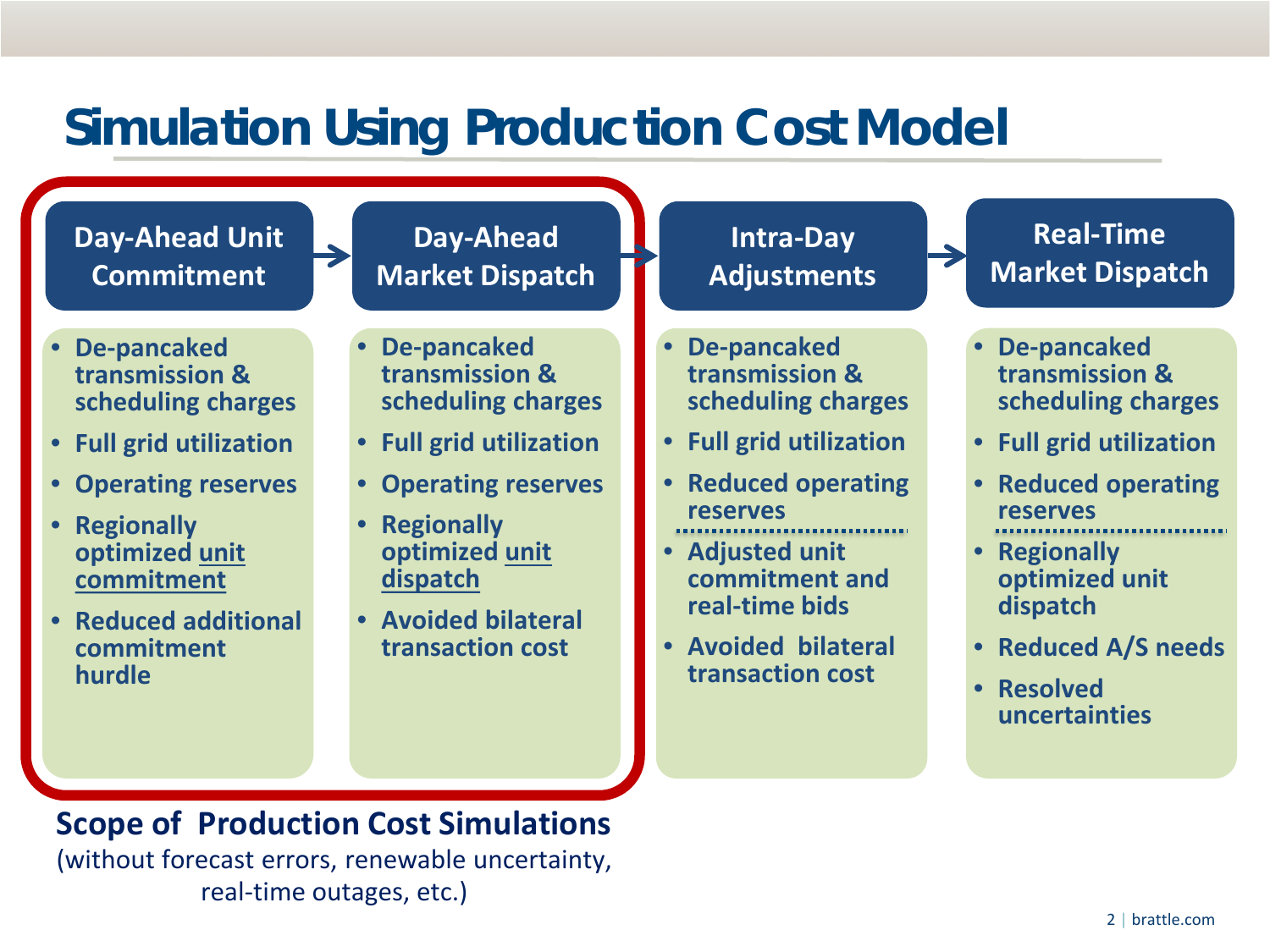# Simulation Using Production Cost Model

## Day-Ahead Unit Commitment

- De-pancaked transmission & scheduling charges
- Full grid utilization
- Operating reserves
- Regionally optimized unit commitment
- Reduced additional commitment hurdle

## Day-Ahead Market Dispatch

- De-pancaked transmission & scheduling charges
- Full grid utilization
- Operating reserves
- Regionally optimized unit dispatch
- Avoided bilateral transaction cost

## Intra-Day Adjustments

- De-pancaked transmission & scheduling charges
- Full grid utilization
- Reduced operating reserves

---

- Adjusted unit commitment and real-time bids
- Avoided bilateral transaction cost

## Real-Time Market Dispatch

- De-pancaked transmission & scheduling charges
- Full grid utilization
- Reduced operating reserves

---

- Regionally optimized unit dispatch
- Reduced A/S needs
- Resolved uncertainties

**Scope of Production Cost Simulations** (Day-Ahead Unit Commitment and Day-Ahead Market Dispatch)

(without forecast errors, renewable uncertainty, real-time outages, etc.)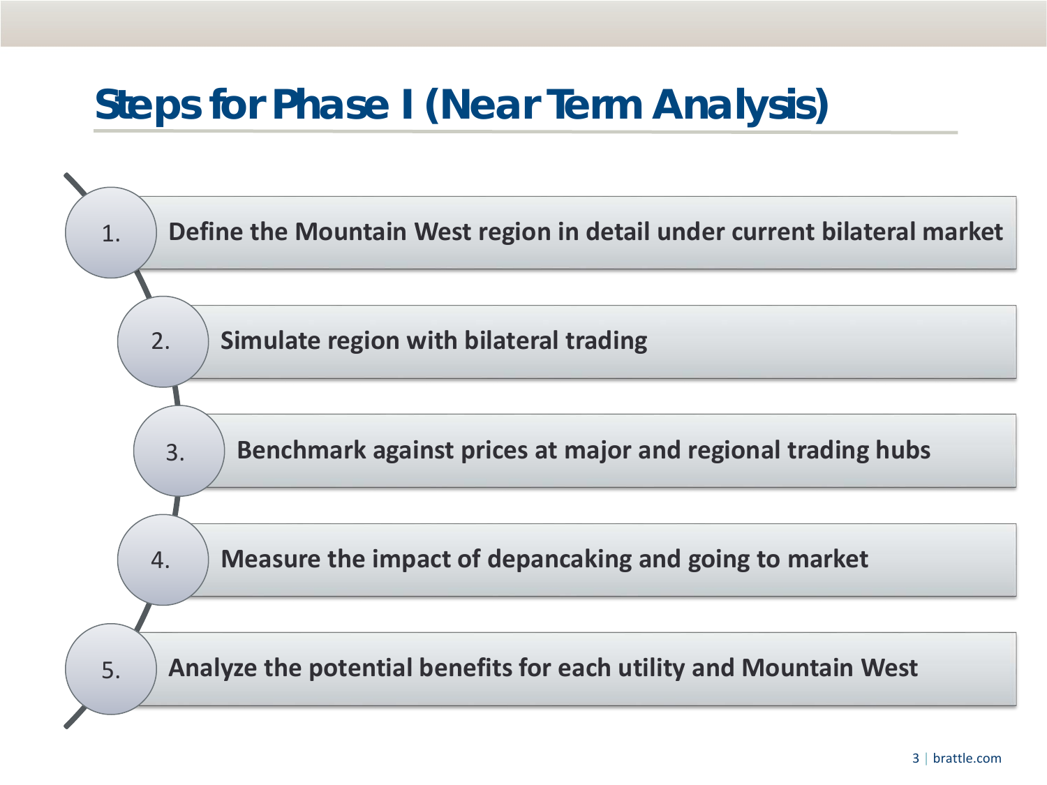# Steps for Phase I (Near Term Analysis)

1. Define the Mountain West region in detail under current bilateral market
2. Simulate region with bilateral trading
3. Benchmark against prices at major and regional trading hubs
4. Measure the impact of depancaking and going to market
5. Analyze the potential benefits for each utility and Mountain West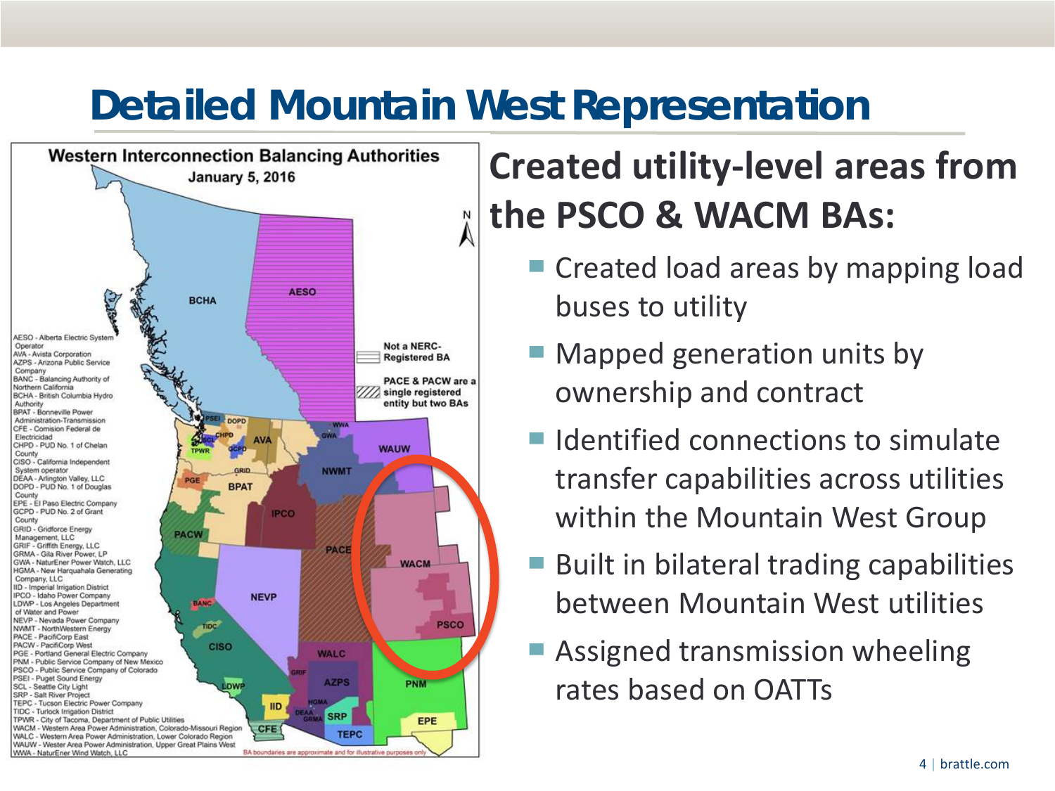# Detailed Mountain West Representation

**Western Interconnection Balancing Authorities**
**January 5, 2016**

AESO - Alberta Electric System Operator
AVA - Avista Corporation
AZPS - Arizona Public Service Company
BANC - Balancing Authority of Northern California
BCHA - British Columbia Hydro Authority
BPAT - Bonneville Power Administration-Transmission
CFE - Comision Federal de Electricidad
CHPD - PUD No. 1 of Chelan County
CISO - California Independent System operator
DEAA - Arlington Valley, LLC
DOPD - PUD No. 1 of Douglas County
EPE - El Paso Electric Company
GCPD - PUD No. 2 of Grant County
GRID - Gridforce Energy Management, LLC
GRIF - Griffith Energy, LLC
GRMA - Gila River Power, LP
GWA - NaturEner Power Watch, LLC
HGMA - New Harquahala Generating Company, LLC
IID - Imperial Irrigation District
IPCO - Idaho Power Company
LDWP - Los Angeles Department of Water and Power
NEVP - Nevada Power Company
NWMT - NorthWestern Energy
PACE - PacifiCorp East
PACW - PacifiCorp West
PGE - Portland General Electric Company
PNM - Public Service Company of New Mexico
PSCO - Public Service Company of Colorado
PSEI - Puget Sound Energy
SCL - Seattle City Light
SRP - Salt River Project
TEPC - Tucson Electric Power Company
TIDC - Turlock Irrigation District
TPWR - City of Tacoma, Department of Public Utilities
WACM - Western Area Power Administration, Colorado-Missouri Region
WALC - Western Area Power Administration, Lower Colorado Region
WAUW - Wester Area Power Administration, Upper Great Plains West
WWA - NaturEner Wind Watch, LLC

Not a NERC-Registered BA

PACE & PACW are a single registered entity but two BAs

BA boundaries are approximate and for illustrative purposes only

## Created utility-level areas from the PSCO & WACM BAs:

- Created load areas by mapping load buses to utility
- Mapped generation units by ownership and contract
- Identified connections to simulate transfer capabilities across utilities within the Mountain West Group
- Built in bilateral trading capabilities between Mountain West utilities
- Assigned transmission wheeling rates based on OATTs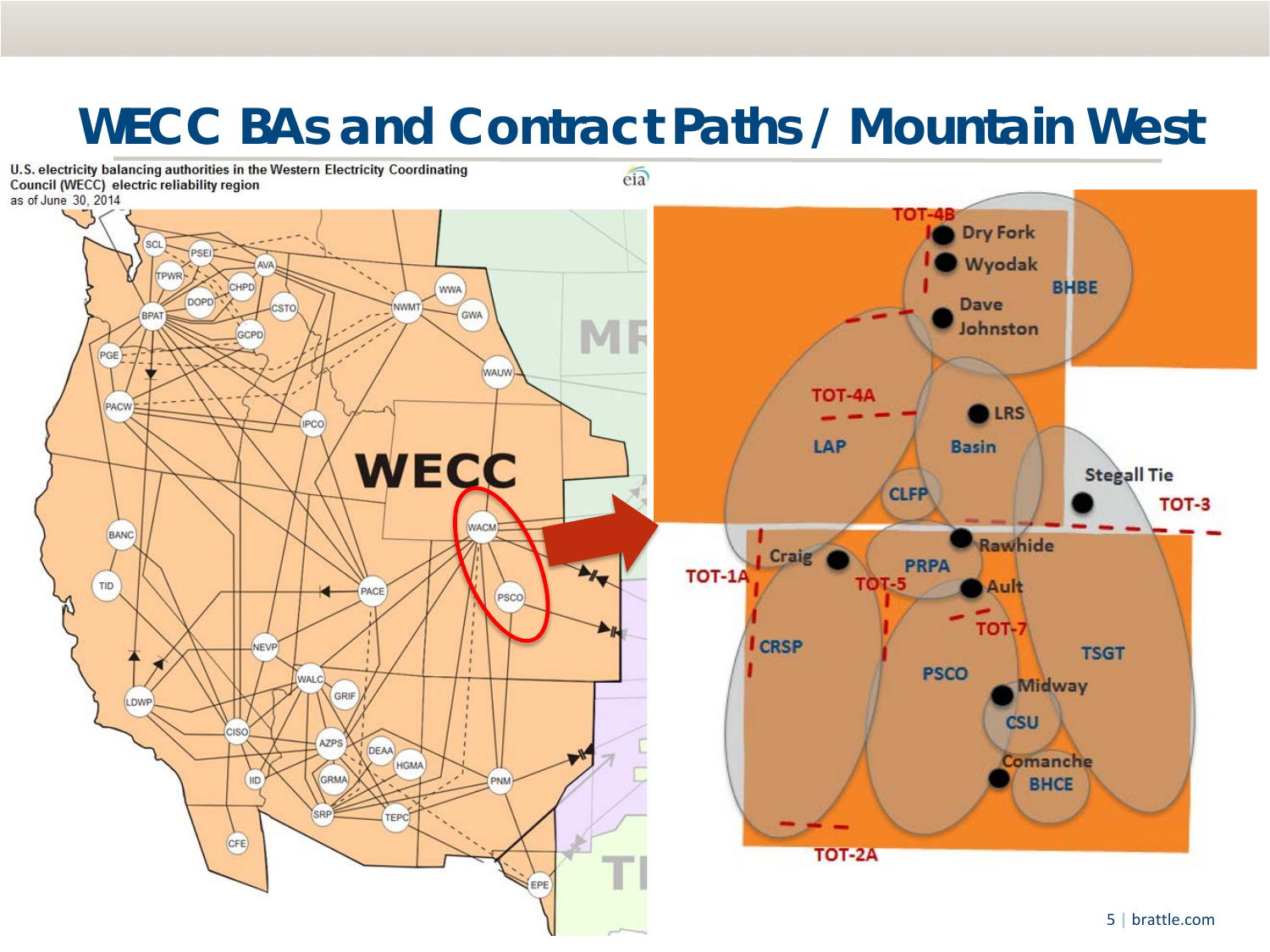# WECC BAs and Contract Paths / Mountain West

U.S. electricity balancing authorities in the Western Electricity Coordinating Council (WECC) electric reliability region
as of June 30, 2014

WECC

SCL, PSEI, TPWR, AVA, CHPD, DOPD, BPAT, CSTO, GCPD, NWMT, WWA, GWA, PGE, WAUW, PACW, IPCO, WACM, PSCO, BANC, TID, PACE, NEVP, WALC, GRIF, LDWP, CISO, AZPS, DEAA, HGMA, IID, GRMA, SRP, TEPC, PNM, CFE, EPE

TOT-4B, Dry Fork, Wyodak, BHBE, Dave Johnston, TOT-4A, LRS, LAP, Basin, Stegall Tie, CLFP, TOT-3, Rawhide, Craig, PRPA, TOT-1A, TOT-5, Ault, TOT-7, CRSP, TSGT, PSCO, Midway, CSU, Comanche, BHCE, TOT-2A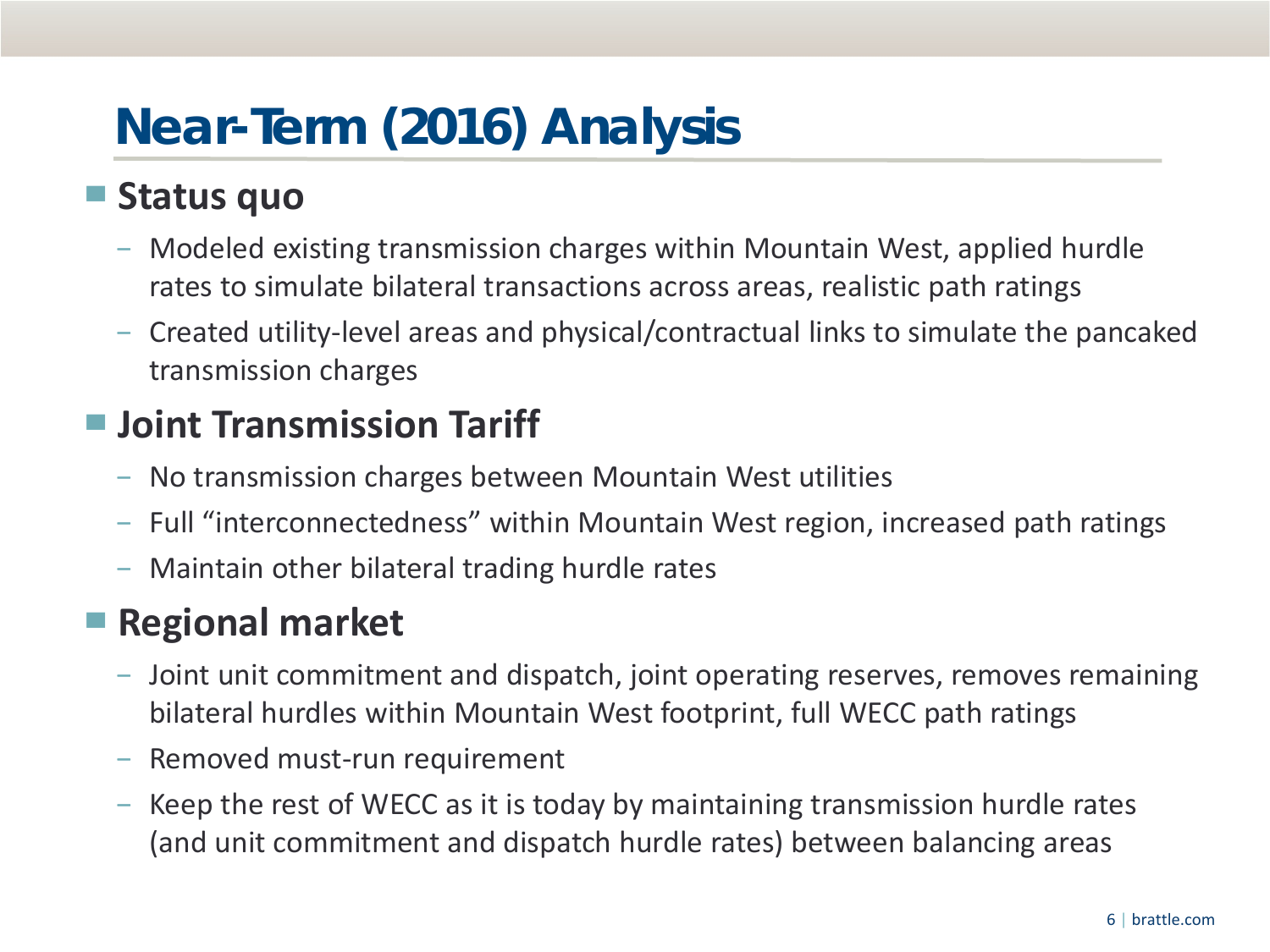# Near-Term (2016) Analysis

- **Status quo**
  - Modeled existing transmission charges within Mountain West, applied hurdle rates to simulate bilateral transactions across areas, realistic path ratings
  - Created utility-level areas and physical/contractual links to simulate the pancaked transmission charges
- **Joint Transmission Tariff**
  - No transmission charges between Mountain West utilities
  - Full "interconnectedness" within Mountain West region, increased path ratings
  - Maintain other bilateral trading hurdle rates
- **Regional market**
  - Joint unit commitment and dispatch, joint operating reserves, removes remaining bilateral hurdles within Mountain West footprint, full WECC path ratings
  - Removed must-run requirement
  - Keep the rest of WECC as it is today by maintaining transmission hurdle rates (and unit commitment and dispatch hurdle rates) between balancing areas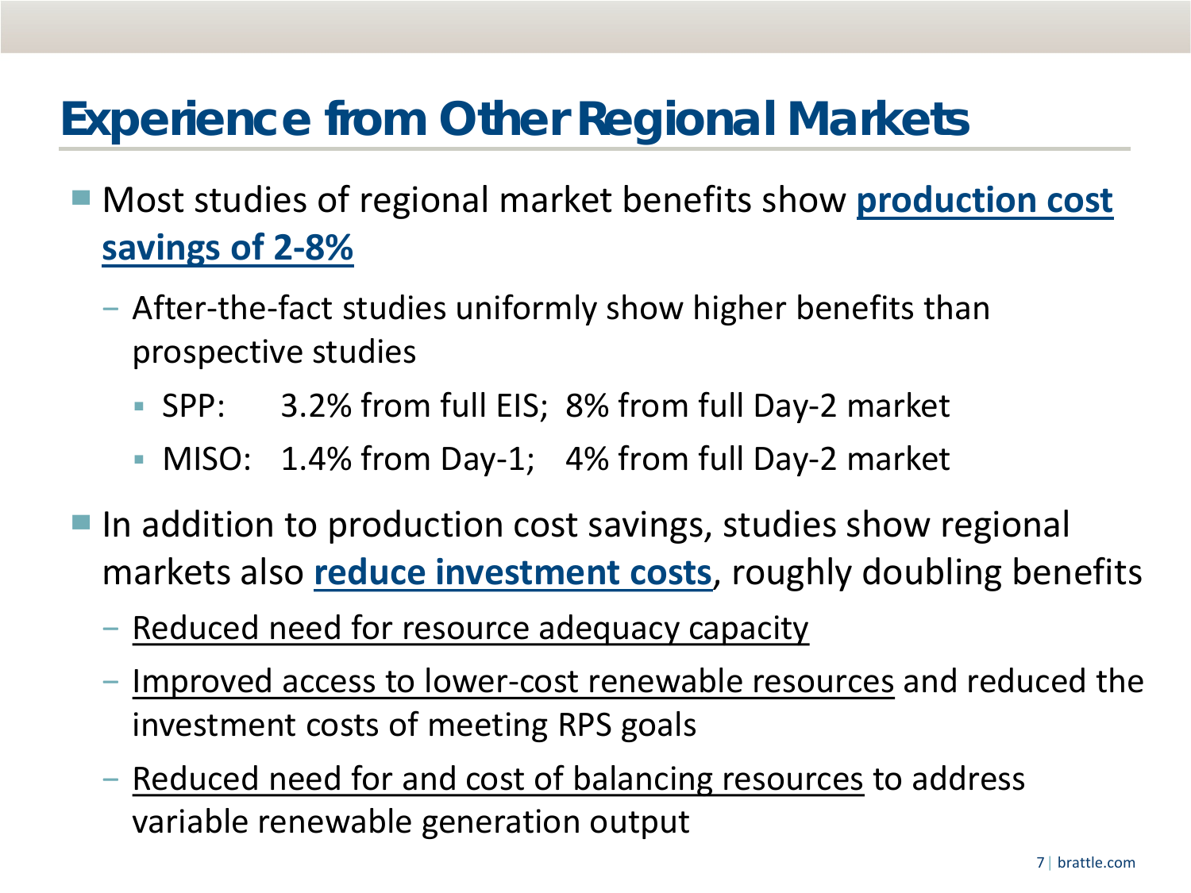# Experience from Other Regional Markets

- Most studies of regional market benefits show **production cost savings of 2-8%**
  - After-the-fact studies uniformly show higher benefits than prospective studies
    - SPP: 3.2% from full EIS; 8% from full Day-2 market
    - MISO: 1.4% from Day-1; 4% from full Day-2 market
- In addition to production cost savings, studies show regional markets also **reduce investment costs**, roughly doubling benefits
  - Reduced need for resource adequacy capacity
  - Improved access to lower-cost renewable resources and reduced the investment costs of meeting RPS goals
  - Reduced need for and cost of balancing resources to address variable renewable generation output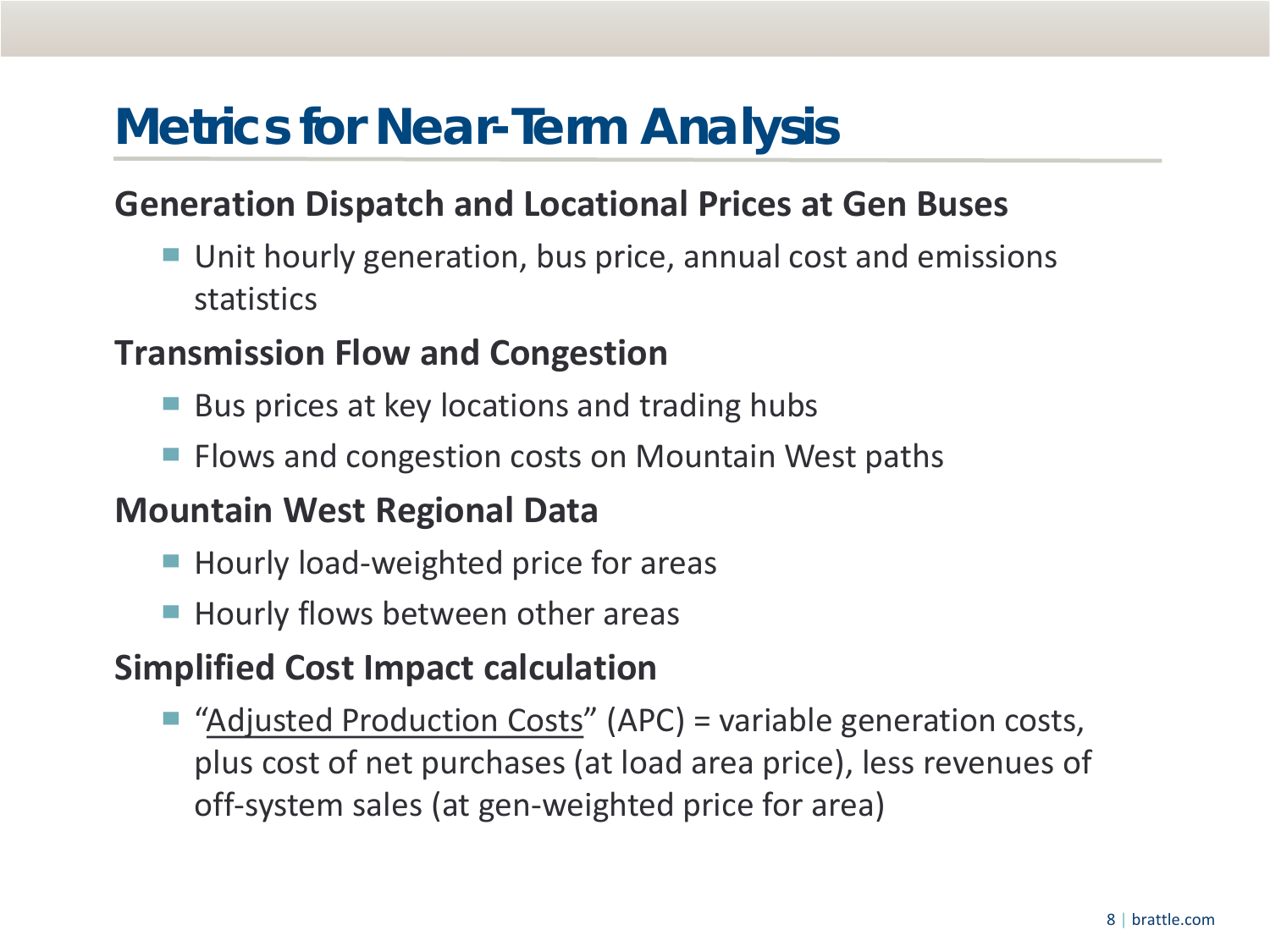# Metrics for Near-Term Analysis

**Generation Dispatch and Locational Prices at Gen Buses**

- Unit hourly generation, bus price, annual cost and emissions statistics

**Transmission Flow and Congestion**

- Bus prices at key locations and trading hubs
- Flows and congestion costs on Mountain West paths

**Mountain West Regional Data**

- Hourly load-weighted price for areas
- Hourly flows between other areas

**Simplified Cost Impact calculation**

- "Adjusted Production Costs" (APC) = variable generation costs, plus cost of net purchases (at load area price), less revenues of off-system sales (at gen-weighted price for area)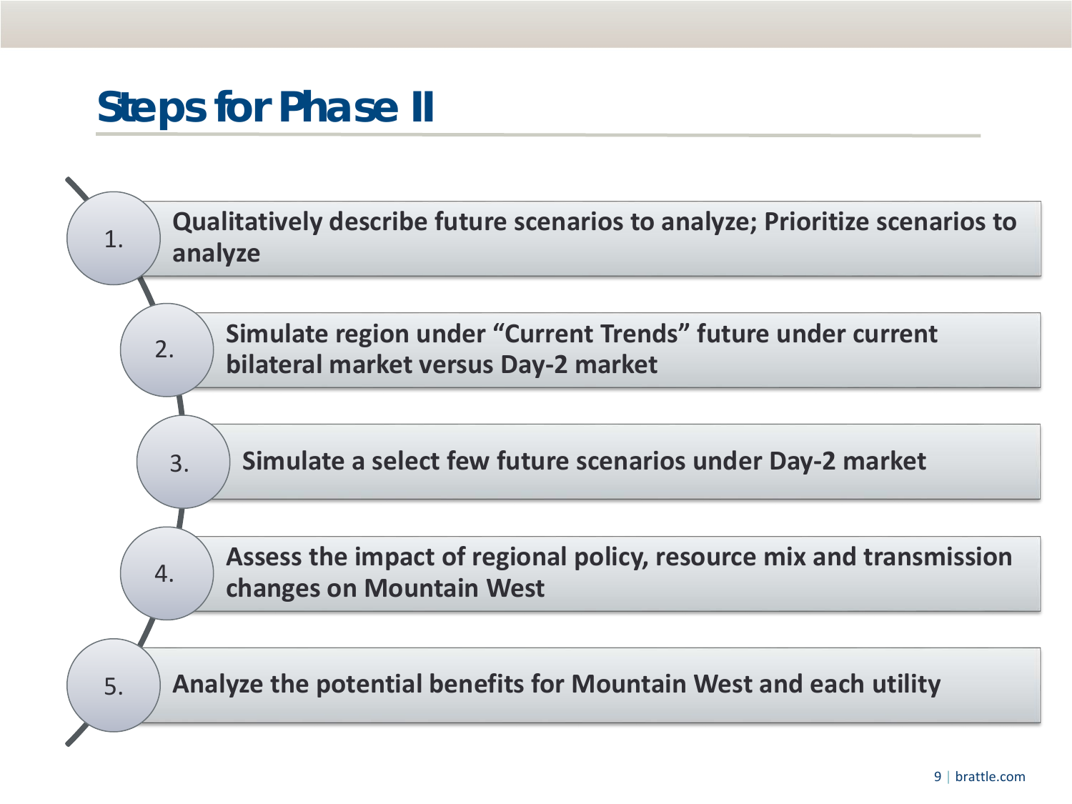# Steps for Phase II

1. Qualitatively describe future scenarios to analyze; Prioritize scenarios to analyze
2. Simulate region under "Current Trends" future under current bilateral market versus Day-2 market
3. Simulate a select few future scenarios under Day-2 market
4. Assess the impact of regional policy, resource mix and transmission changes on Mountain West
5. Analyze the potential benefits for Mountain West and each utility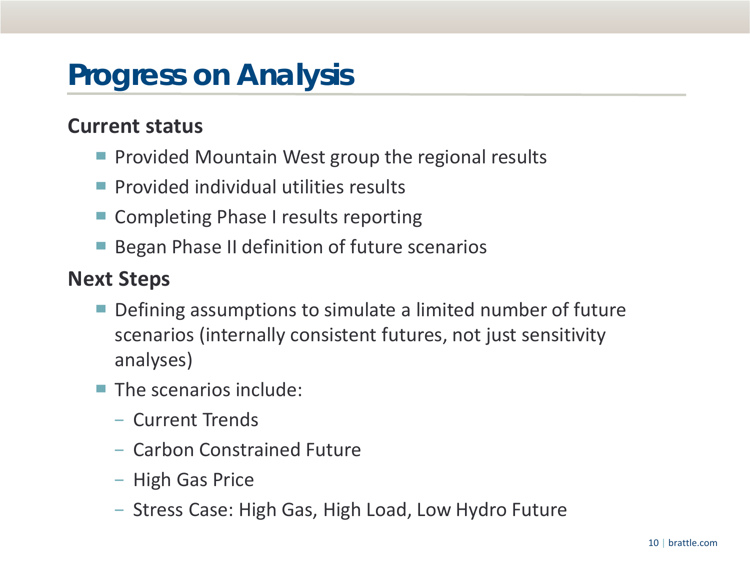# Progress on Analysis

## Current status

- Provided Mountain West group the regional results
- Provided individual utilities results
- Completing Phase I results reporting
- Began Phase II definition of future scenarios

## Next Steps

- Defining assumptions to simulate a limited number of future scenarios (internally consistent futures, not just sensitivity analyses)
- The scenarios include:
  - Current Trends
  - Carbon Constrained Future
  - High Gas Price
  - Stress Case: High Gas, High Load, Low Hydro Future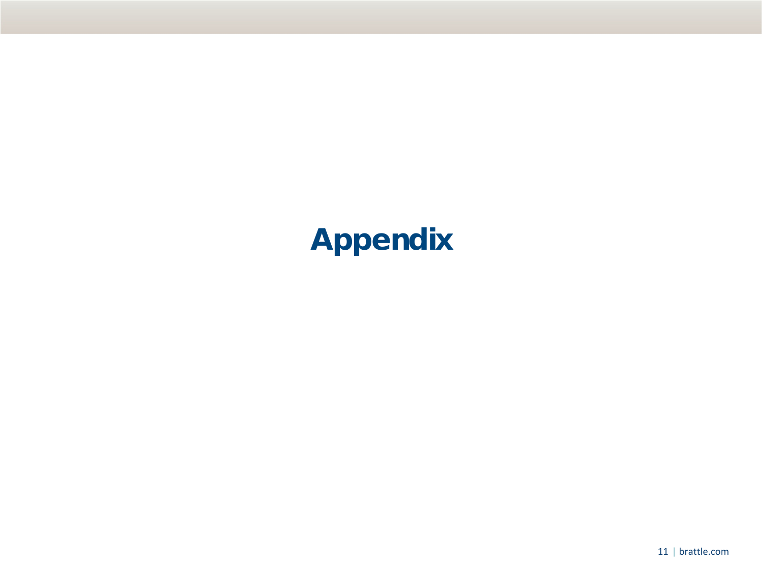# Appendix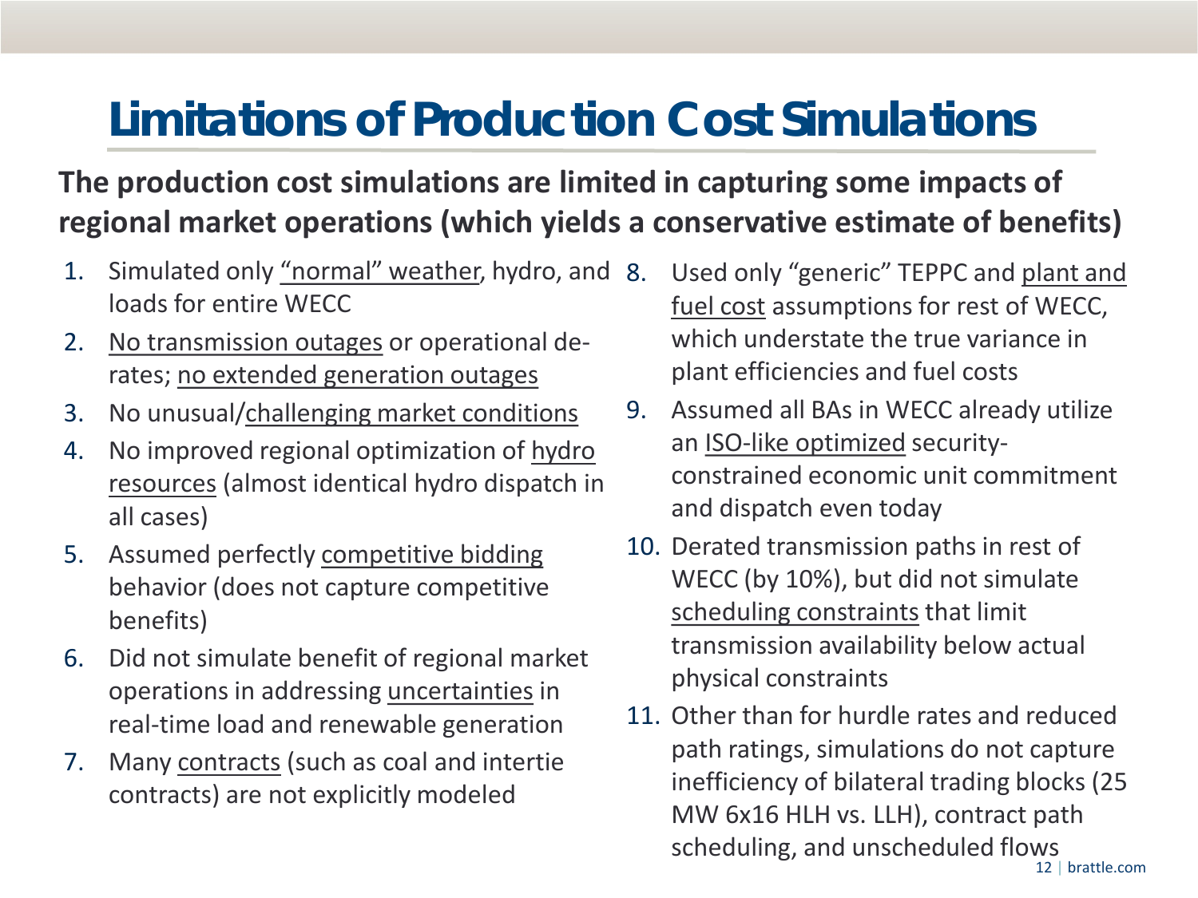# Limitations of Production Cost Simulations

**The production cost simulations are limited in capturing some impacts of regional market operations (which yields a conservative estimate of benefits)**

1. Simulated only "normal" weather, hydro, and loads for entire WECC
2. No transmission outages or operational de-rates; no extended generation outages
3. No unusual/challenging market conditions
4. No improved regional optimization of hydro resources (almost identical hydro dispatch in all cases)
5. Assumed perfectly competitive bidding behavior (does not capture competitive benefits)
6. Did not simulate benefit of regional market operations in addressing uncertainties in real-time load and renewable generation
7. Many contracts (such as coal and intertie contracts) are not explicitly modeled
8. Used only "generic" TEPPC and plant and fuel cost assumptions for rest of WECC, which understate the true variance in plant efficiencies and fuel costs
9. Assumed all BAs in WECC already utilize an ISO-like optimized security-constrained economic unit commitment and dispatch even today
10. Derated transmission paths in rest of WECC (by 10%), but did not simulate scheduling constraints that limit transmission availability below actual physical constraints
11. Other than for hurdle rates and reduced path ratings, simulations do not capture inefficiency of bilateral trading blocks (25 MW 6x16 HLH vs. LLH), contract path scheduling, and unscheduled flows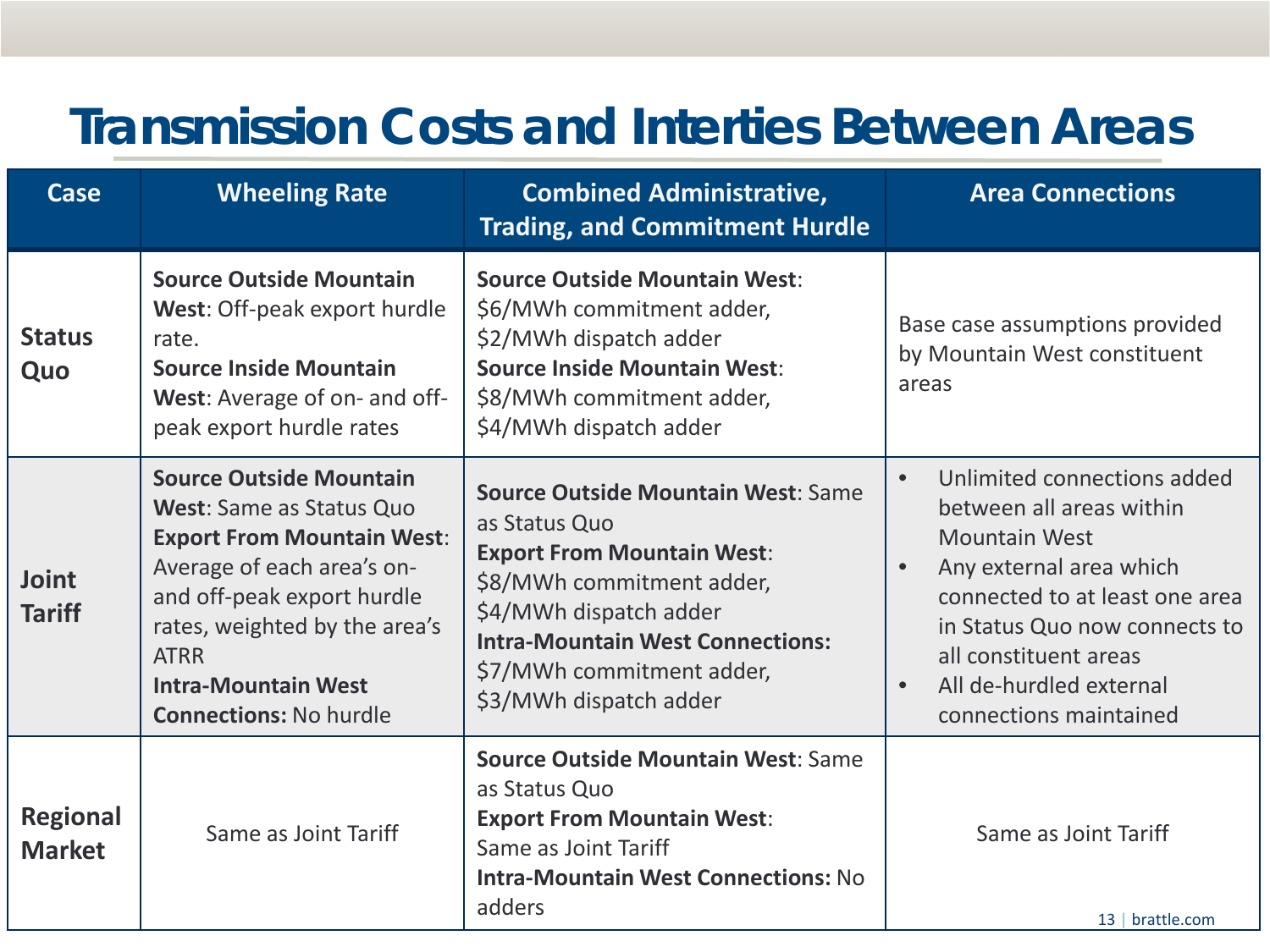# Transmission Costs and Interties Between Areas

| Case | Wheeling Rate | Combined Administrative, Trading, and Commitment Hurdle | Area Connections |
|---|---|---|---|
| **Status Quo** | **Source Outside Mountain West**: Off-peak export hurdle rate.<br>**Source Inside Mountain West**: Average of on- and off-peak export hurdle rates | **Source Outside Mountain West**: $6/MWh commitment adder, $2/MWh dispatch adder<br>**Source Inside Mountain West**: $8/MWh commitment adder, $4/MWh dispatch adder | Base case assumptions provided by Mountain West constituent areas |
| **Joint Tariff** | **Source Outside Mountain West**: Same as Status Quo<br>**Export From Mountain West**: Average of each area's on- and off-peak export hurdle rates, weighted by the area's ATRR<br>**Intra-Mountain West Connections:** No hurdle | **Source Outside Mountain West**: Same as Status Quo<br>**Export From Mountain West**: $8/MWh commitment adder, $4/MWh dispatch adder<br>**Intra-Mountain West Connections:** $7/MWh commitment adder, $3/MWh dispatch adder | • Unlimited connections added between all areas within Mountain West<br>• Any external area which connected to at least one area in Status Quo now connects to all constituent areas<br>• All de-hurdled external connections maintained |
| **Regional Market** | Same as Joint Tariff | **Source Outside Mountain West**: Same as Status Quo<br>**Export From Mountain West**: Same as Joint Tariff<br>**Intra-Mountain West Connections:** No adders | Same as Joint Tariff |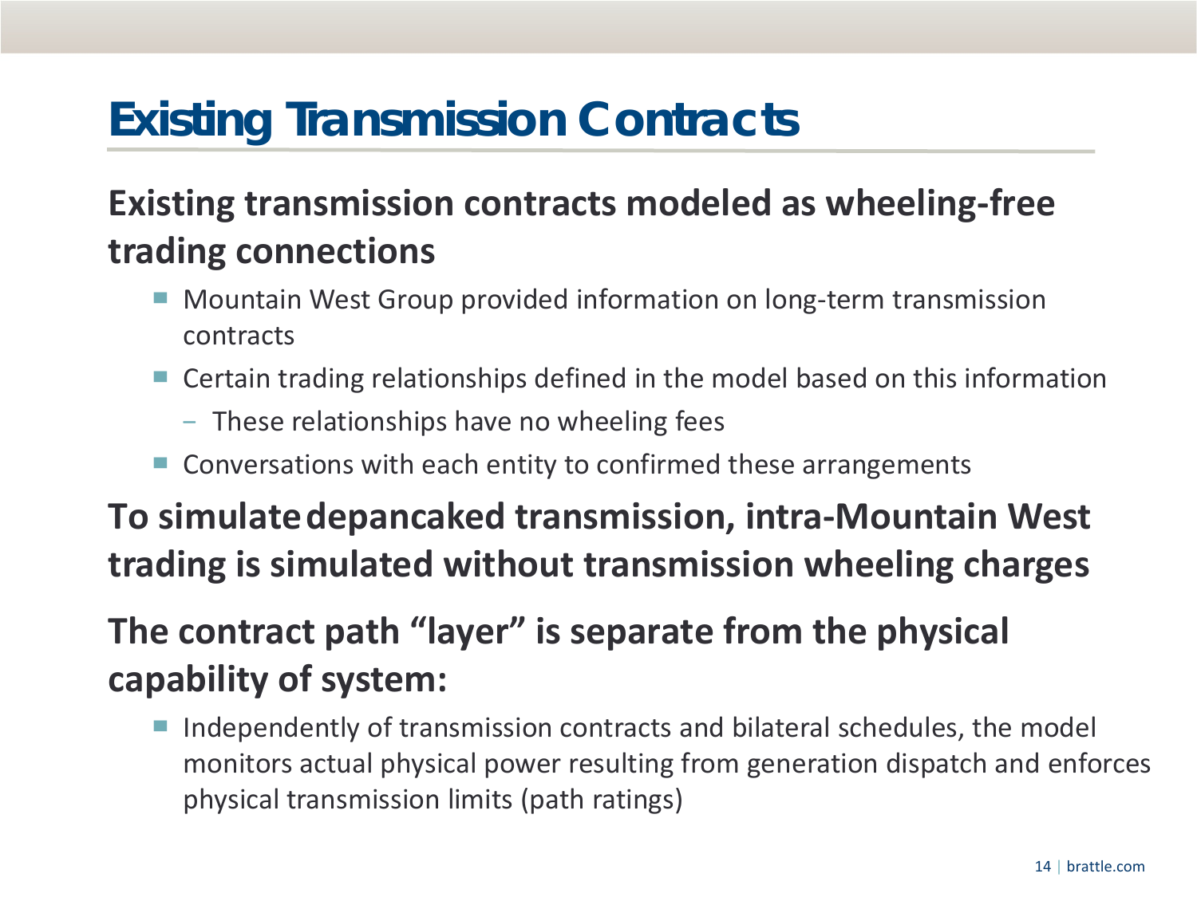# Existing Transmission Contracts

## Existing transmission contracts modeled as wheeling-free trading connections

- Mountain West Group provided information on long-term transmission contracts
- Certain trading relationships defined in the model based on this information
  - These relationships have no wheeling fees
- Conversations with each entity to confirmed these arrangements

## To simulate depancaked transmission, intra-Mountain West trading is simulated without transmission wheeling charges

## The contract path “layer” is separate from the physical capability of system:

- Independently of transmission contracts and bilateral schedules, the model monitors actual physical power resulting from generation dispatch and enforces physical transmission limits (path ratings)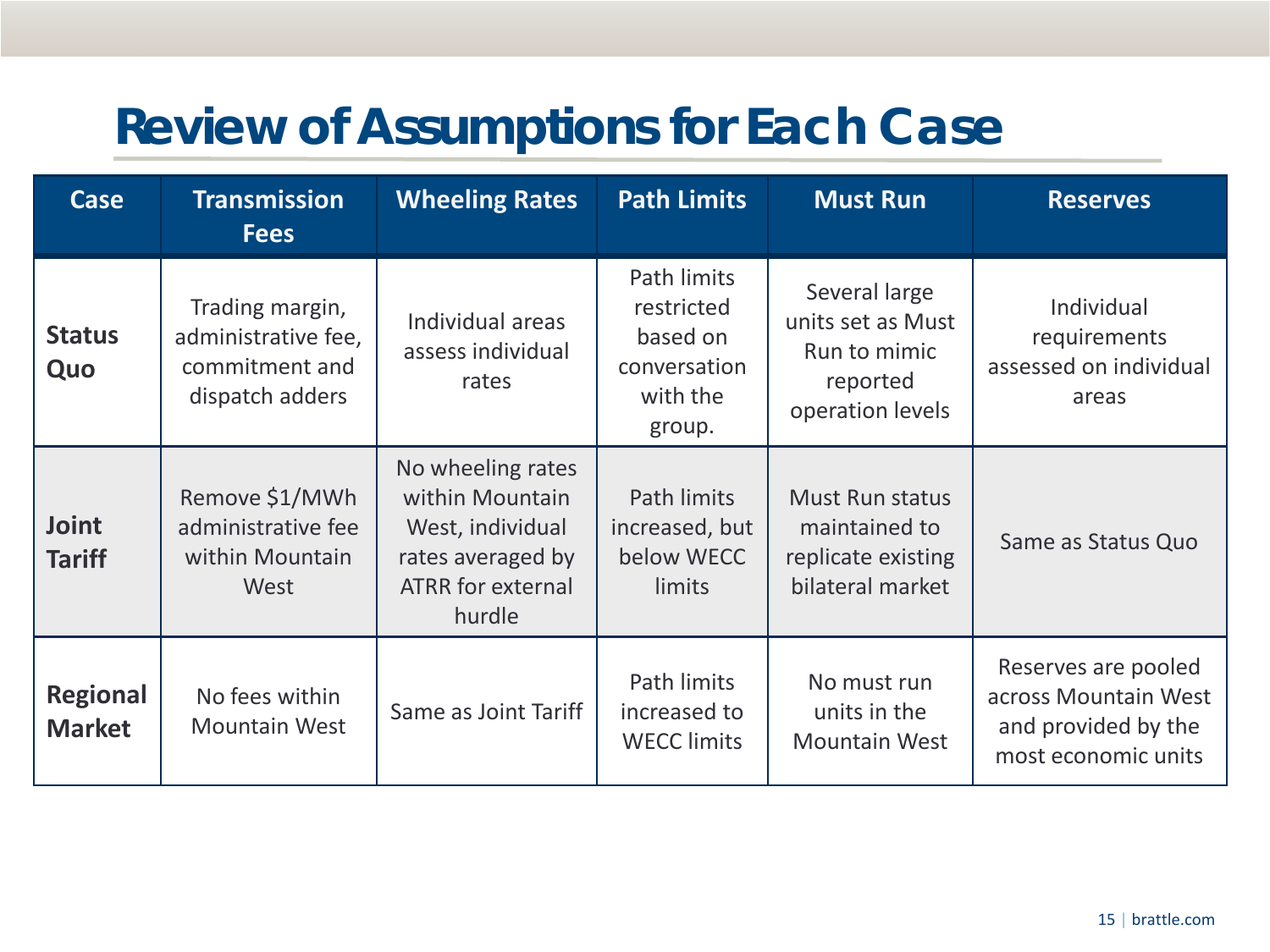# Review of Assumptions for Each Case

| Case | Transmission Fees | Wheeling Rates | Path Limits | Must Run | Reserves |
|---|---|---|---|---|---|
| **Status Quo** | Trading margin, administrative fee, commitment and dispatch adders | Individual areas assess individual rates | Path limits restricted based on conversation with the group. | Several large units set as Must Run to mimic reported operation levels | Individual requirements assessed on individual areas |
| **Joint Tariff** | Remove $1/MWh administrative fee within Mountain West | No wheeling rates within Mountain West, individual rates averaged by ATRR for external hurdle | Path limits increased, but below WECC limits | Must Run status maintained to replicate existing bilateral market | Same as Status Quo |
| **Regional Market** | No fees within Mountain West | Same as Joint Tariff | Path limits increased to WECC limits | No must run units in the Mountain West | Reserves are pooled across Mountain West and provided by the most economic units |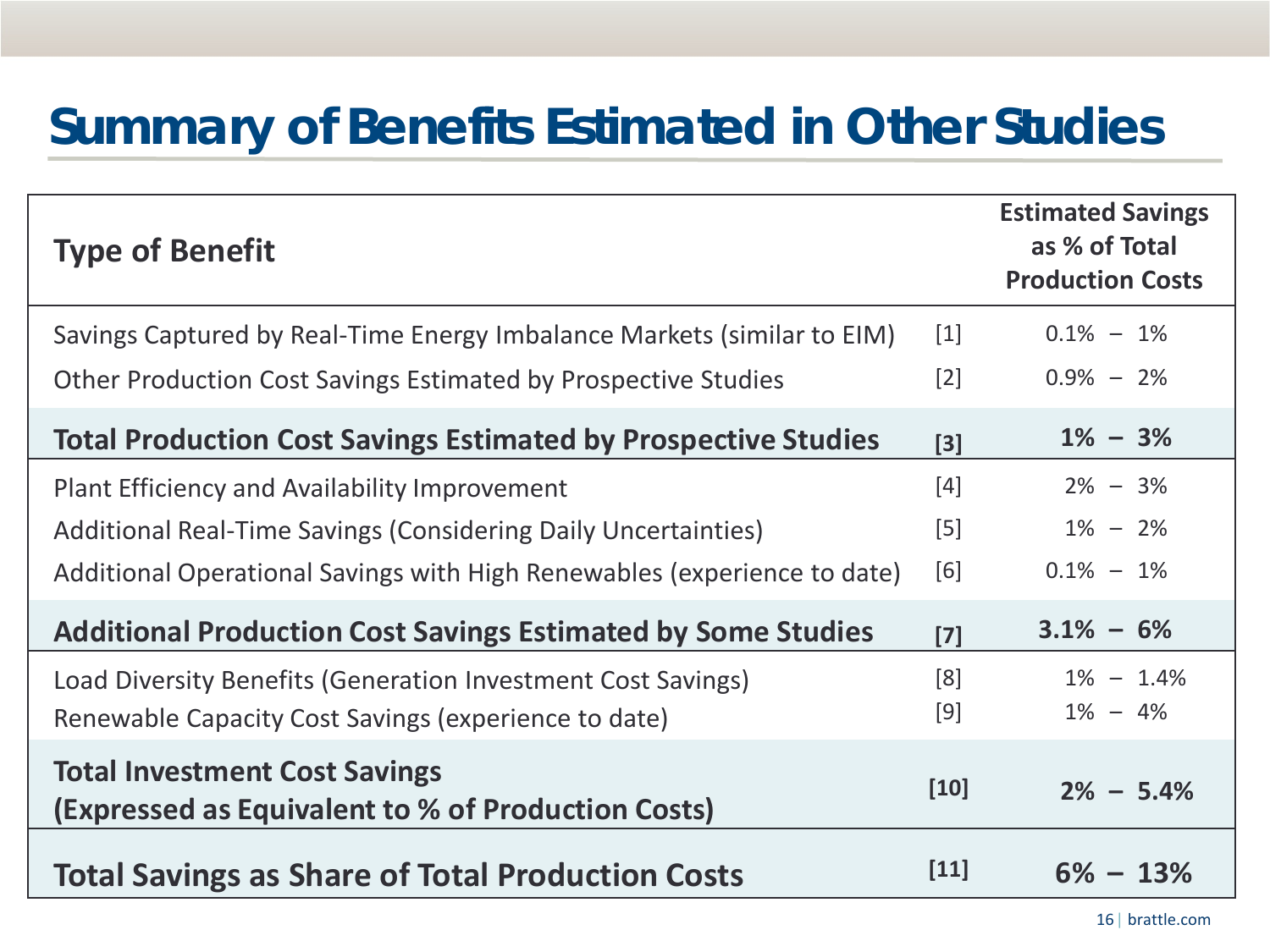# Summary of Benefits Estimated in Other Studies

| Type of Benefit | | Estimated Savings as % of Total Production Costs |
|---|---|---|
| Savings Captured by Real-Time Energy Imbalance Markets (similar to EIM) | [1] | 0.1% – 1% |
| Other Production Cost Savings Estimated by Prospective Studies | [2] | 0.9% – 2% |
| **Total Production Cost Savings Estimated by Prospective Studies** | **[3]** | **1% – 3%** |
| Plant Efficiency and Availability Improvement | [4] | 2% – 3% |
| Additional Real-Time Savings (Considering Daily Uncertainties) | [5] | 1% – 2% |
| Additional Operational Savings with High Renewables (experience to date) | [6] | 0.1% – 1% |
| **Additional Production Cost Savings Estimated by Some Studies** | **[7]** | **3.1% – 6%** |
| Load Diversity Benefits (Generation Investment Cost Savings) | [8] | 1% – 1.4% |
| Renewable Capacity Cost Savings (experience to date) | [9] | 1% – 4% |
| **Total Investment Cost Savings (Expressed as Equivalent to % of Production Costs)** | **[10]** | **2% – 5.4%** |
| **Total Savings as Share of Total Production Costs** | **[11]** | **6% – 13%** |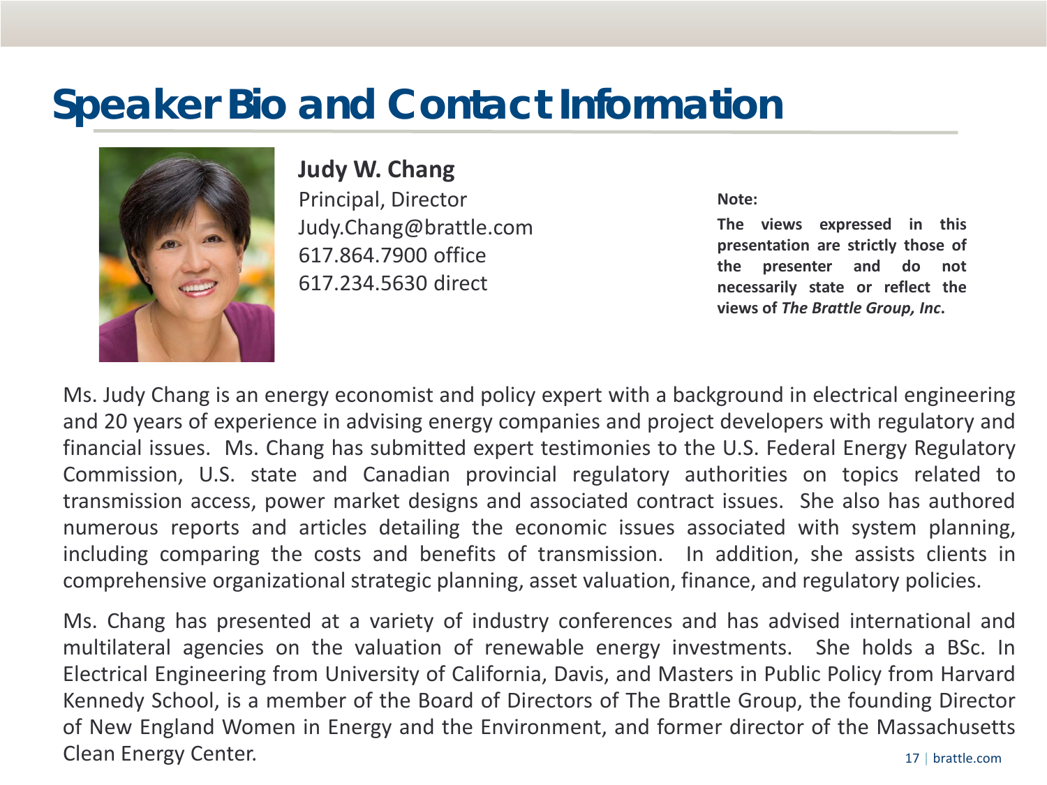# Speaker Bio and Contact Information

**Judy W. Chang**
Principal, Director
Judy.Chang@brattle.com
617.864.7900 office
617.234.5630 direct

**Note:**

**The views expressed in this presentation are strictly those of the presenter and do not necessarily state or reflect the views of *The Brattle Group, Inc*.**

Ms. Judy Chang is an energy economist and policy expert with a background in electrical engineering and 20 years of experience in advising energy companies and project developers with regulatory and financial issues. Ms. Chang has submitted expert testimonies to the U.S. Federal Energy Regulatory Commission, U.S. state and Canadian provincial regulatory authorities on topics related to transmission access, power market designs and associated contract issues. She also has authored numerous reports and articles detailing the economic issues associated with system planning, including comparing the costs and benefits of transmission. In addition, she assists clients in comprehensive organizational strategic planning, asset valuation, finance, and regulatory policies.

Ms. Chang has presented at a variety of industry conferences and has advised international and multilateral agencies on the valuation of renewable energy investments. She holds a BSc. In Electrical Engineering from University of California, Davis, and Masters in Public Policy from Harvard Kennedy School, is a member of the Board of Directors of The Brattle Group, the founding Director of New England Women in Energy and the Environment, and former director of the Massachusetts Clean Energy Center.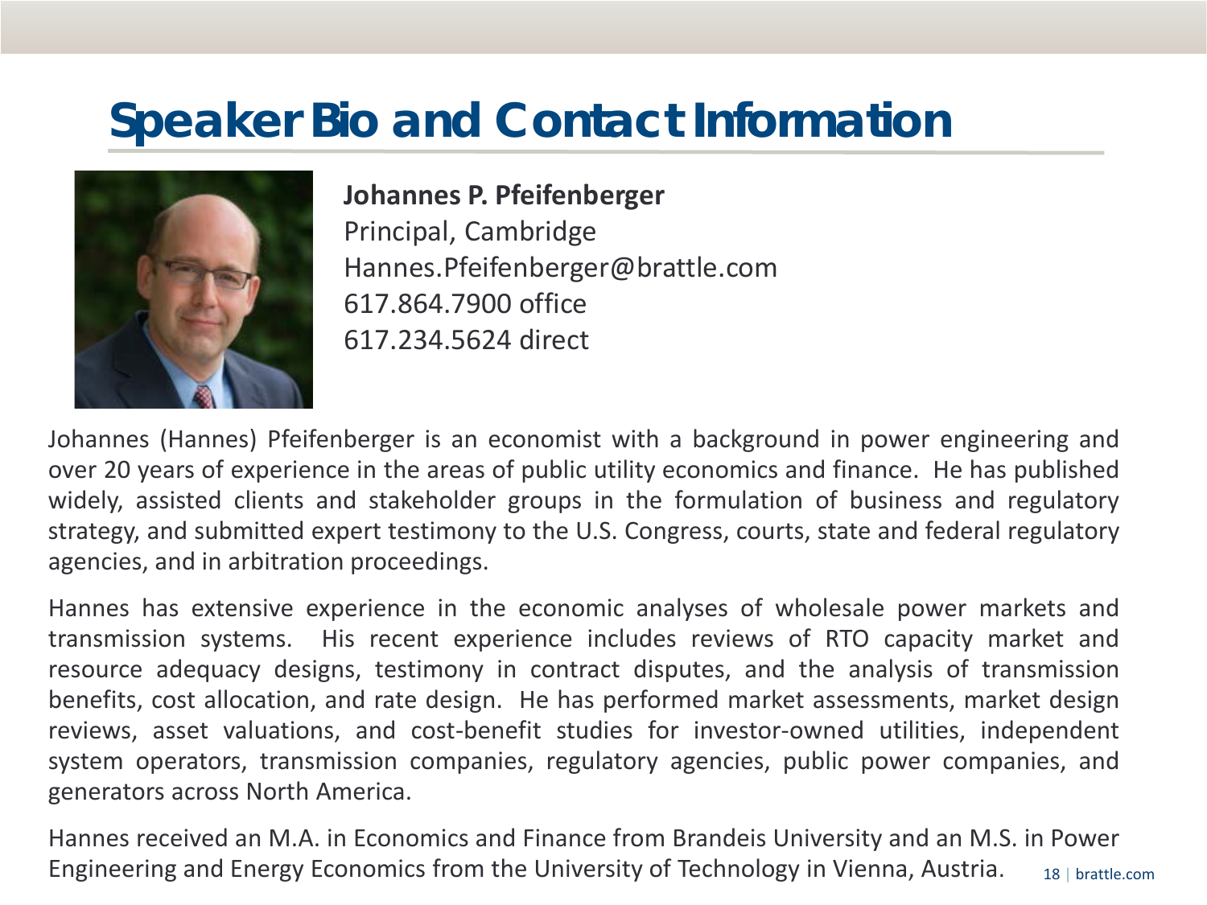# Speaker Bio and Contact Information

**Johannes P. Pfeifenberger**
Principal, Cambridge
Hannes.Pfeifenberger@brattle.com
617.864.7900 office
617.234.5624 direct

Johannes (Hannes) Pfeifenberger is an economist with a background in power engineering and over 20 years of experience in the areas of public utility economics and finance. He has published widely, assisted clients and stakeholder groups in the formulation of business and regulatory strategy, and submitted expert testimony to the U.S. Congress, courts, state and federal regulatory agencies, and in arbitration proceedings.

Hannes has extensive experience in the economic analyses of wholesale power markets and transmission systems. His recent experience includes reviews of RTO capacity market and resource adequacy designs, testimony in contract disputes, and the analysis of transmission benefits, cost allocation, and rate design. He has performed market assessments, market design reviews, asset valuations, and cost-benefit studies for investor-owned utilities, independent system operators, transmission companies, regulatory agencies, public power companies, and generators across North America.

Hannes received an M.A. in Economics and Finance from Brandeis University and an M.S. in Power Engineering and Energy Economics from the University of Technology in Vienna, Austria.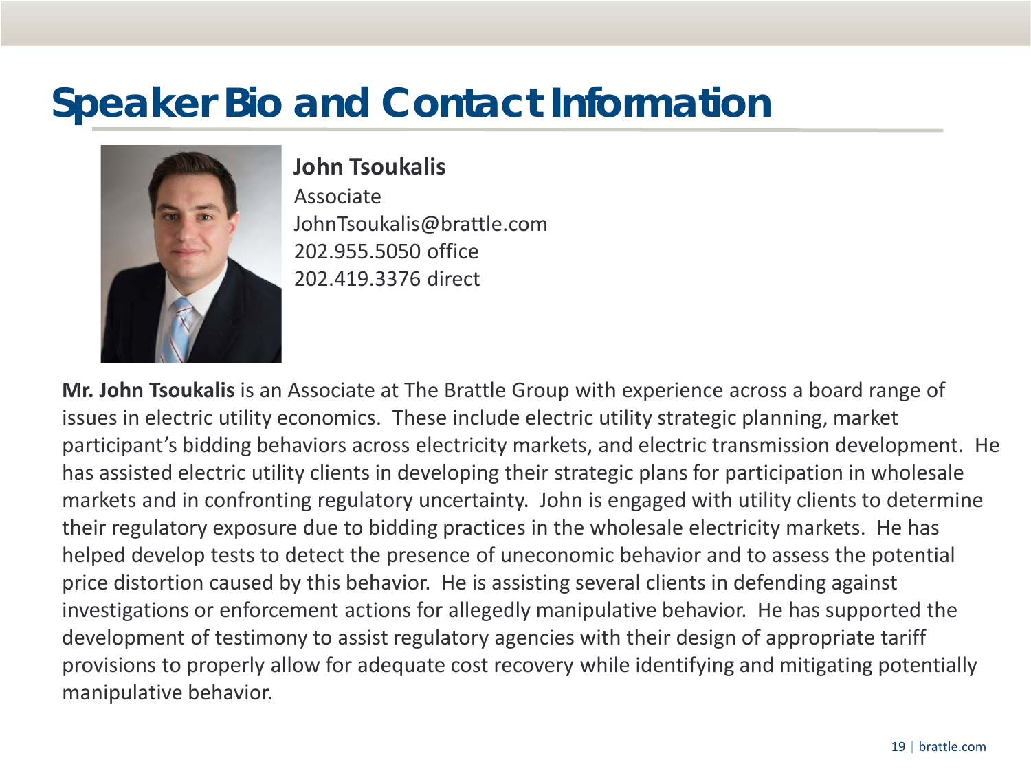# Speaker Bio and Contact Information

**John Tsoukalis**
Associate
JohnTsoukalis@brattle.com
202.955.5050 office
202.419.3376 direct

**Mr. John Tsoukalis** is an Associate at The Brattle Group with experience across a board range of issues in electric utility economics. These include electric utility strategic planning, market participant's bidding behaviors across electricity markets, and electric transmission development. He has assisted electric utility clients in developing their strategic plans for participation in wholesale markets and in confronting regulatory uncertainty. John is engaged with utility clients to determine their regulatory exposure due to bidding practices in the wholesale electricity markets. He has helped develop tests to detect the presence of uneconomic behavior and to assess the potential price distortion caused by this behavior. He is assisting several clients in defending against investigations or enforcement actions for allegedly manipulative behavior. He has supported the development of testimony to assist regulatory agencies with their design of appropriate tariff provisions to properly allow for adequate cost recovery while identifying and mitigating potentially manipulative behavior.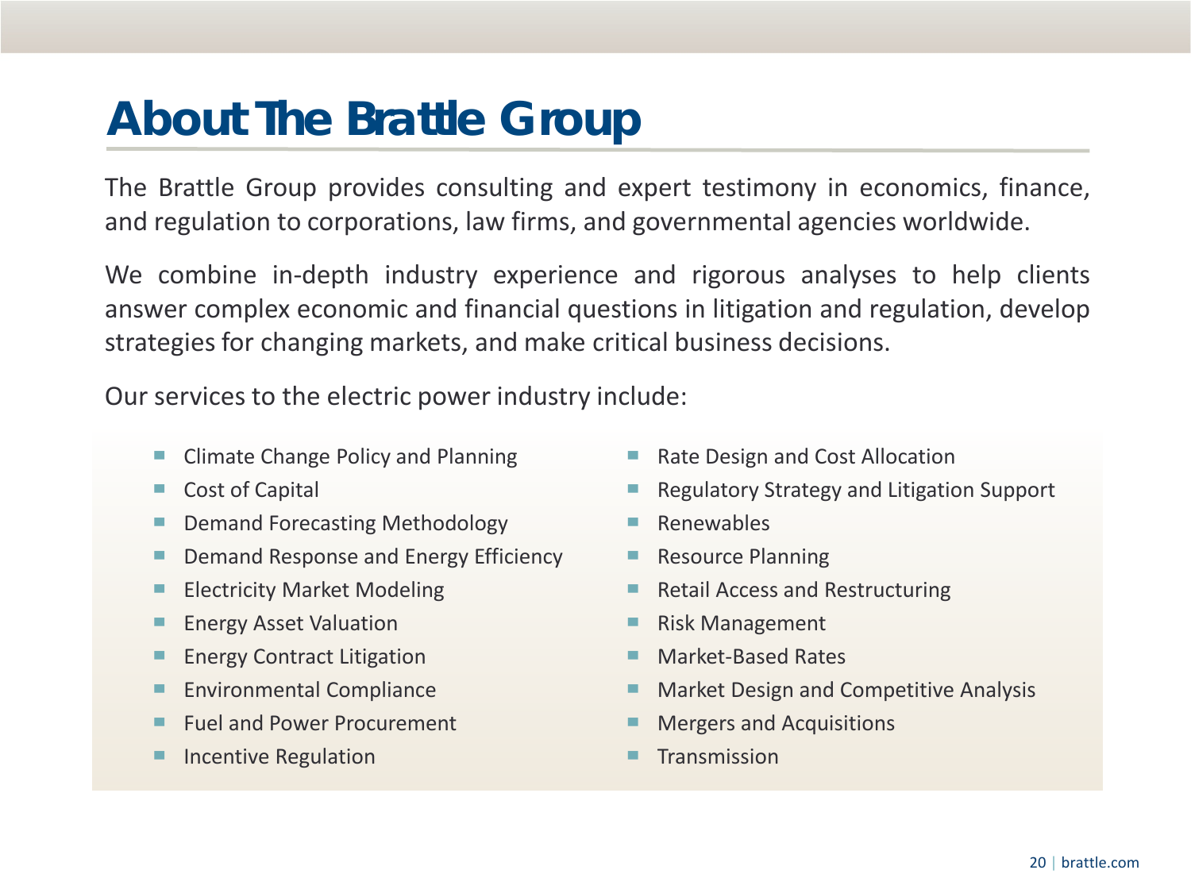# About The Brattle Group

The Brattle Group provides consulting and expert testimony in economics, finance, and regulation to corporations, law firms, and governmental agencies worldwide.

We combine in-depth industry experience and rigorous analyses to help clients answer complex economic and financial questions in litigation and regulation, develop strategies for changing markets, and make critical business decisions.

Our services to the electric power industry include:

- Climate Change Policy and Planning
- Cost of Capital
- Demand Forecasting Methodology
- Demand Response and Energy Efficiency
- Electricity Market Modeling
- Energy Asset Valuation
- Energy Contract Litigation
- Environmental Compliance
- Fuel and Power Procurement
- Incentive Regulation
- Rate Design and Cost Allocation
- Regulatory Strategy and Litigation Support
- Renewables
- Resource Planning
- Retail Access and Restructuring
- Risk Management
- Market-Based Rates
- Market Design and Competitive Analysis
- Mergers and Acquisitions
- Transmission